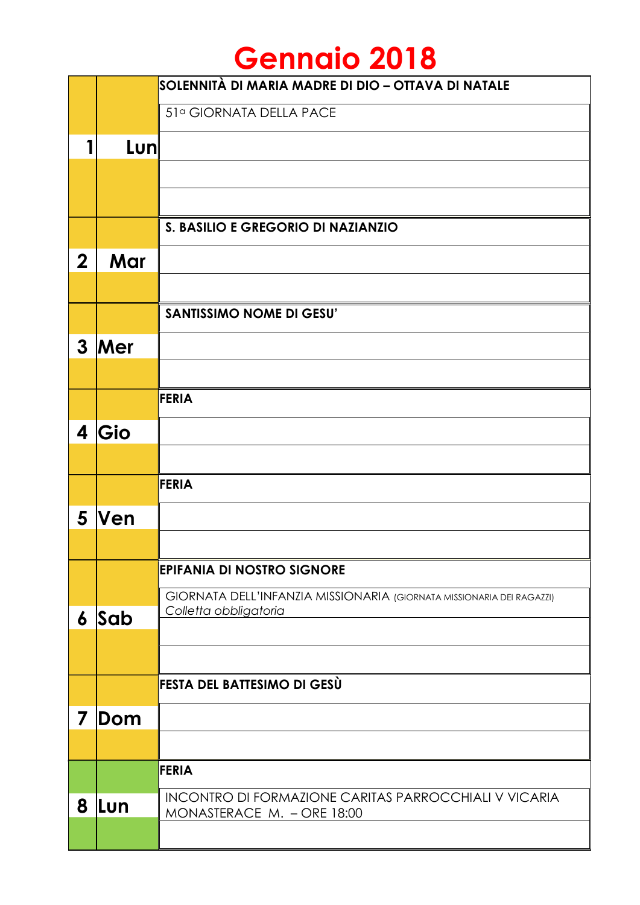# Gennaio 2018

| Giorno | | Eventi |
|---|---|---|
| 1 | Lun | **SOLENNITÀ DI MARIA MADRE DI DIO – OTTAVA DI NATALE** |
| | | 51ª GIORNATA DELLA PACE |
| | | |
| | | |
| | | |
| 2 | Mar | **S. BASILIO E GREGORIO DI NAZIANZIO** |
| | | |
| | | |
| 3 | Mer | **SANTISSIMO NOME DI GESU'** |
| | | |
| | | |
| 4 | Gio | **FERIA** |
| | | |
| | | |
| 5 | Ven | **FERIA** |
| | | |
| | | |
| 6 | Sab | **EPIFANIA DI NOSTRO SIGNORE** |
| | | GIORNATA DELL'INFANZIA MISSIONARIA (GIORNATA MISSIONARIA DEI RAGAZZI) *Colletta obbligatoria* |
| | | |
| | | |
| 7 | Dom | **FESTA DEL BATTESIMO DI GESÙ** |
| | | |
| | | |
| 8 | Lun | **FERIA** |
| | | INCONTRO DI FORMAZIONE CARITAS PARROCCHIALI V VICARIA MONASTERACE M. – ORE 18:00 |
| | | |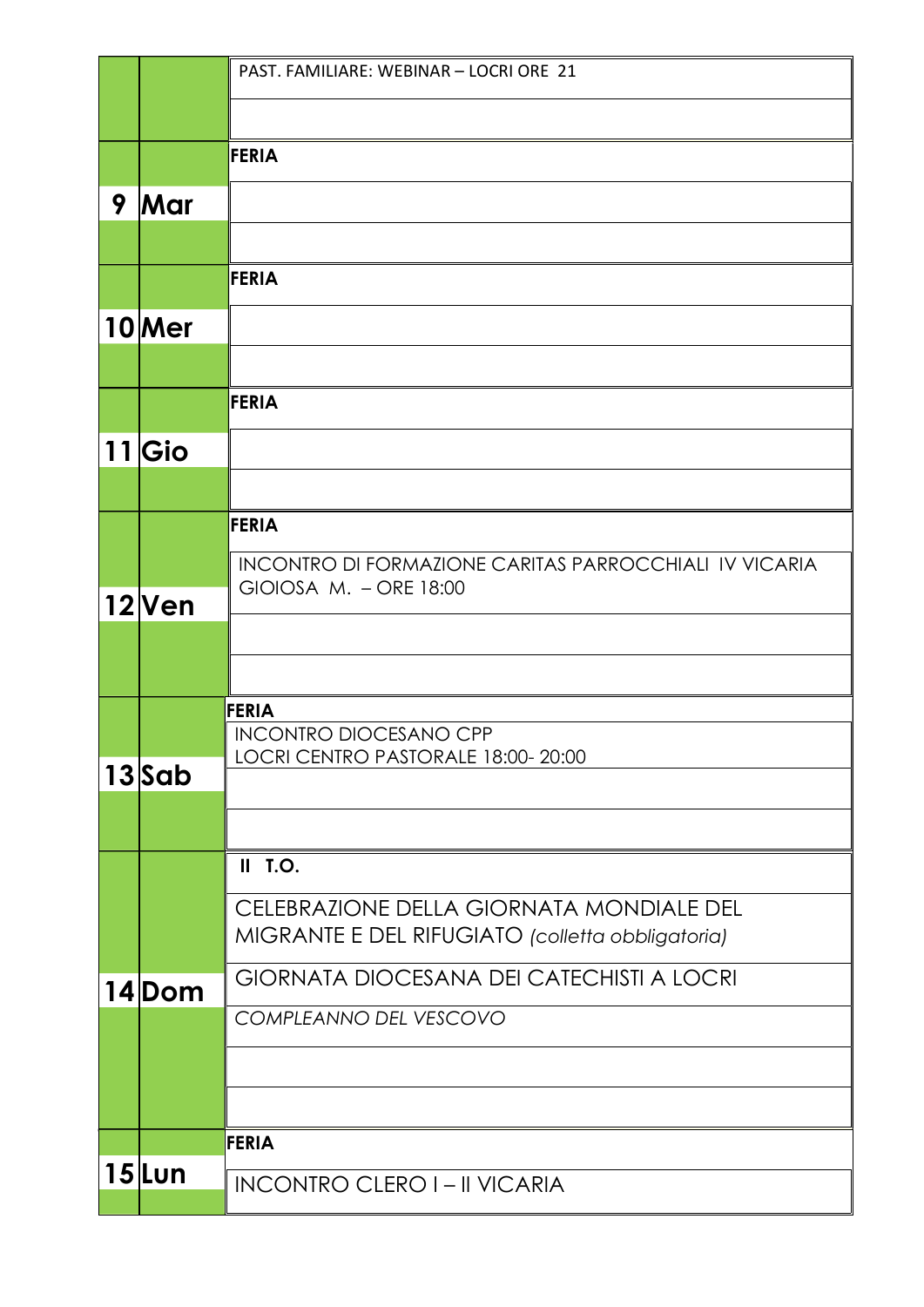| | | |
|---|---|---|
| | | PAST. FAMILIARE: WEBINAR – LOCRI ORE 21 |
| | | |
| 9 | Mar | **FERIA** |
| | | |
| | | |
| 10 | Mer | **FERIA** |
| | | |
| | | |
| 11 | Gio | **FERIA** |
| | | |
| | | |
| 12 | Ven | **FERIA** |
| | | INCONTRO DI FORMAZIONE CARITAS PARROCCHIALI IV VICARIA GIOIOSA M. – ORE 18:00 |
| | | |
| | | |
| 13 | Sab | **FERIA** |
| | | INCONTRO DIOCESANO CPP LOCRI CENTRO PASTORALE 18:00- 20:00 |
| | | |
| | | |
| 14 | Dom | **II T.O.** |
| | | CELEBRAZIONE DELLA GIORNATA MONDIALE DEL MIGRANTE E DEL RIFUGIATO *(colletta obbligatoria)* |
| | | GIORNATA DIOCESANA DEI CATECHISTI A LOCRI |
| | | *COMPLEANNO DEL VESCOVO* |
| | | |
| | | |
| 15 | Lun | **FERIA** |
| | | INCONTRO CLERO I – II VICARIA |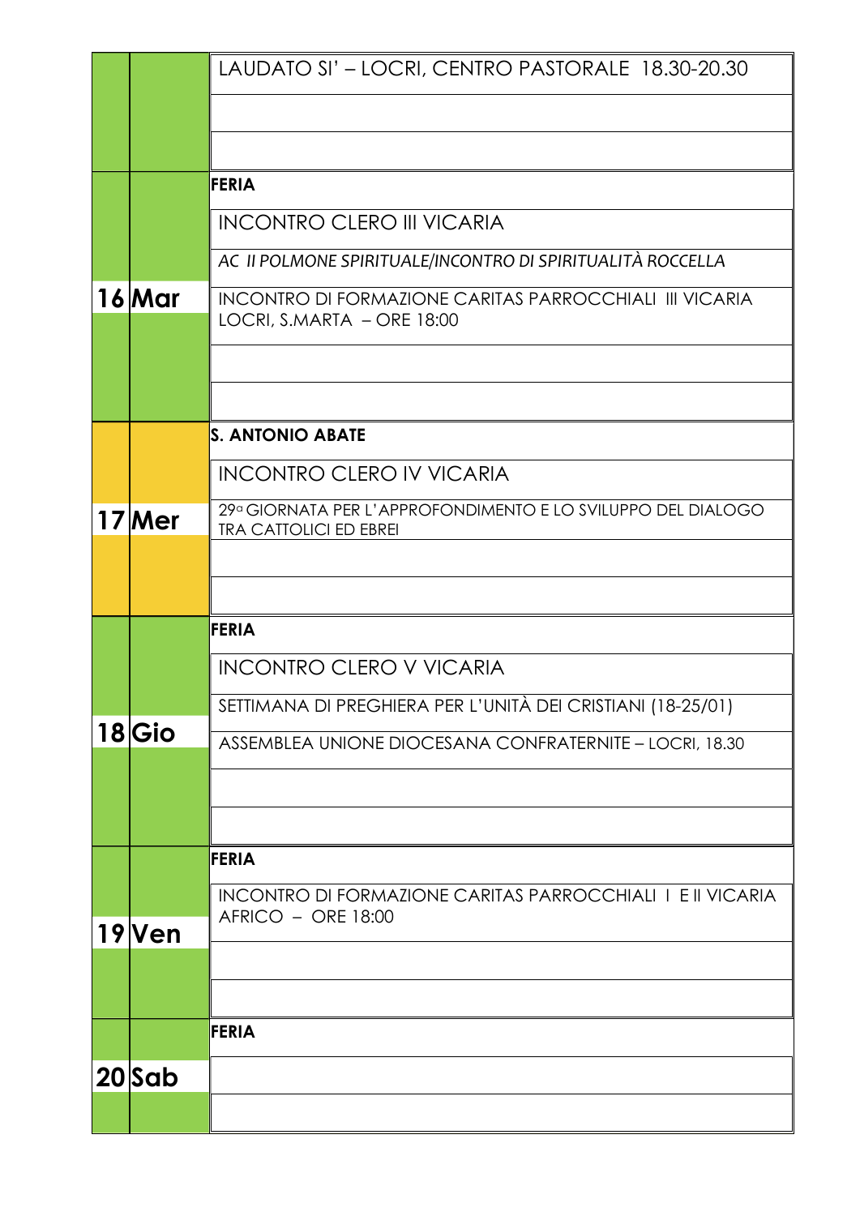| | | |
|---|---|---|
| | | LAUDATO SI' – LOCRI, CENTRO PASTORALE 18.30-20.30 |
| | | |
| | | |
| 16 | Mar | **FERIA** |
| | | INCONTRO CLERO III VICARIA |
| | | *AC II POLMONE SPIRITUALE/INCONTRO DI SPIRITUALITÀ ROCCELLA* |
| | | INCONTRO DI FORMAZIONE CARITAS PARROCCHIALI III VICARIA LOCRI, S.MARTA – ORE 18:00 |
| | | |
| | | |
| 17 | Mer | **S. ANTONIO ABATE** |
| | | INCONTRO CLERO IV VICARIA |
| | | 29ª GIORNATA PER L'APPROFONDIMENTO E LO SVILUPPO DEL DIALOGO TRA CATTOLICI ED EBREI |
| | | |
| | | |
| 18 | Gio | **FERIA** |
| | | INCONTRO CLERO V VICARIA |
| | | SETTIMANA DI PREGHIERA PER L'UNITÀ DEI CRISTIANI (18-25/01) |
| | | ASSEMBLEA UNIONE DIOCESANA CONFRATERNITE – LOCRI, 18.30 |
| | | |
| | | |
| 19 | Ven | **FERIA** |
| | | INCONTRO DI FORMAZIONE CARITAS PARROCCHIALI I E II VICARIA AFRICO – ORE 18:00 |
| | | |
| | | |
| 20 | Sab | **FERIA** |
| | | |
| | | |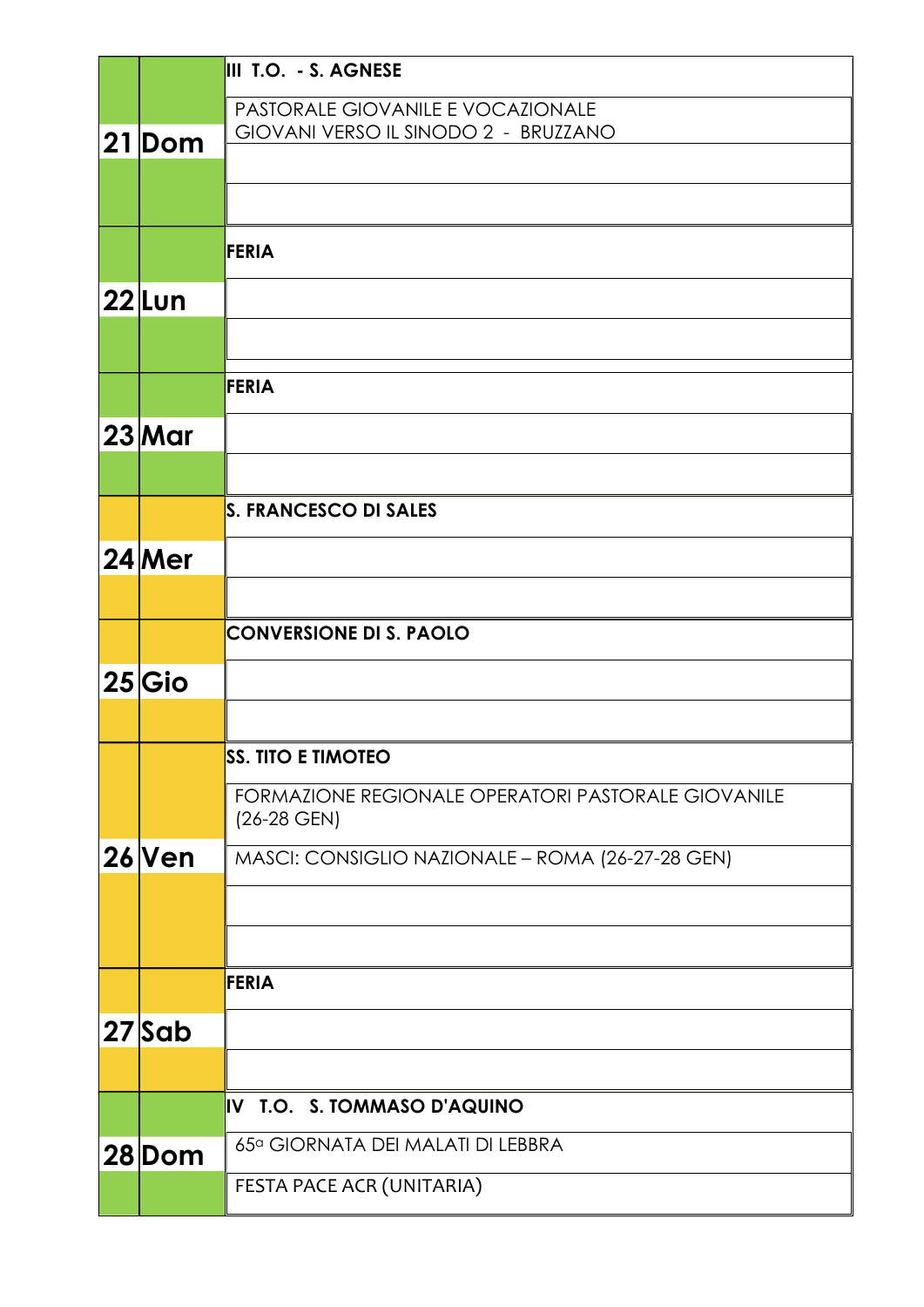| | | |
|---|---|---|
| 21 | Dom | **III T.O. - S. AGNESE** |
| | | PASTORALE GIOVANILE E VOCAZIONALE<br>GIOVANI VERSO IL SINODO 2 - BRUZZANO |
| | | |
| | | |
| 22 | Lun | **FERIA** |
| | | |
| | | |
| 23 | Mar | **FERIA** |
| | | |
| | | |
| 24 | Mer | **S. FRANCESCO DI SALES** |
| | | |
| | | |
| 25 | Gio | **CONVERSIONE DI S. PAOLO** |
| | | |
| | | |
| 26 | Ven | **SS. TITO E TIMOTEO** |
| | | FORMAZIONE REGIONALE OPERATORI PASTORALE GIOVANILE (26-28 GEN) |
| | | MASCI: CONSIGLIO NAZIONALE – ROMA (26-27-28 GEN) |
| | | |
| | | |
| 27 | Sab | **FERIA** |
| | | |
| | | |
| 28 | Dom | **IV T.O. S. TOMMASO D'AQUINO** |
| | | 65ª GIORNATA DEI MALATI DI LEBBRA |
| | | FESTA PACE ACR (UNITARIA) |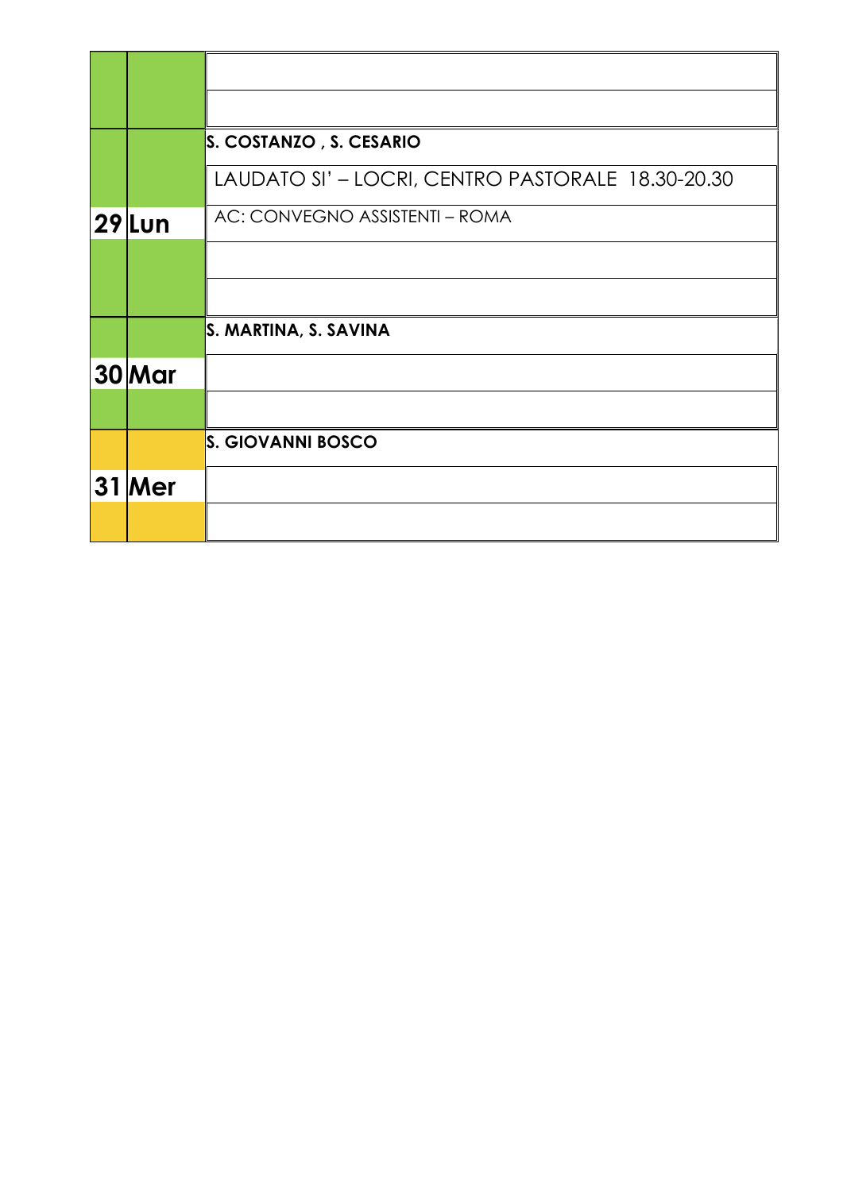| | | |
|---|---|---|
| | | |
| | | |
| | | **S. COSTANZO , S. CESARIO** |
| | | LAUDATO SI' – LOCRI, CENTRO PASTORALE 18.30-20.30 |
| **29** | **Lun** | AC: CONVEGNO ASSISTENTI – ROMA |
| | | |
| | | |
| | | **S. MARTINA, S. SAVINA** |
| **30** | **Mar** | |
| | | |
| | | **S. GIOVANNI BOSCO** |
| **31** | **Mer** | |
| | | |